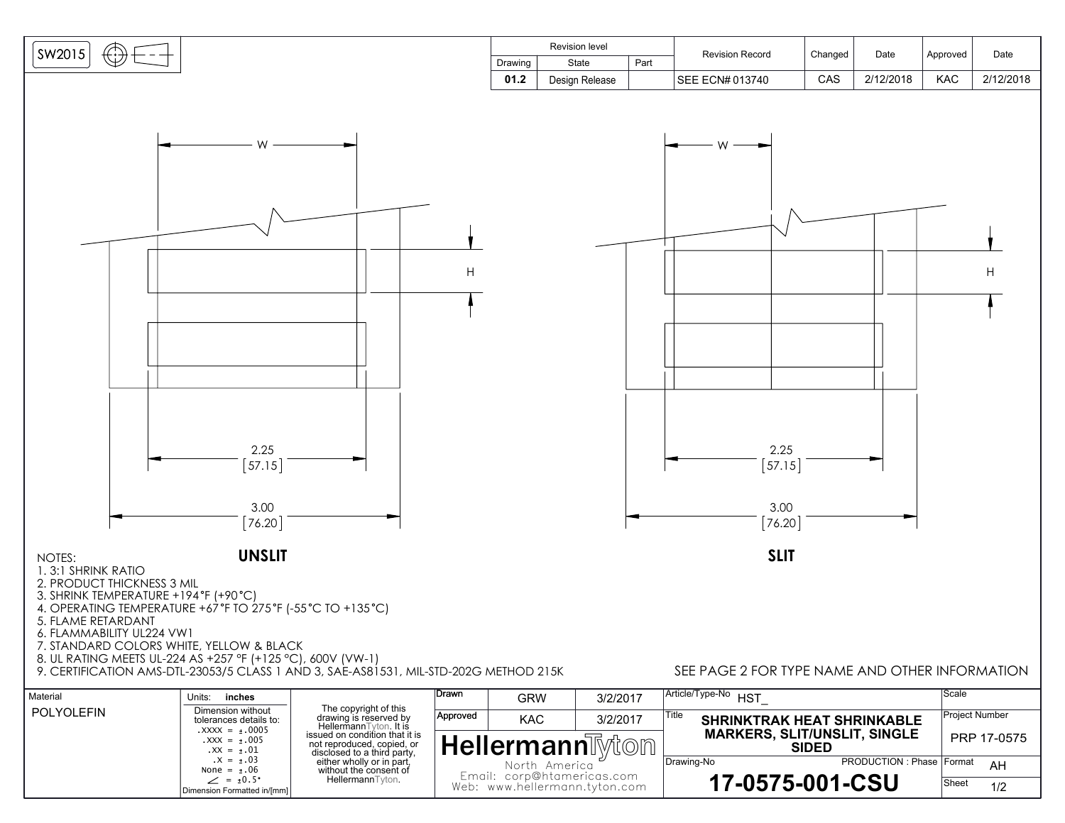SW2015

| Revision level | | | Revision Record | Changed | Date | Approved | Date |
|---|---|---|---|---|---|---|---|
| Drawing | State | Part | | | | | |
| 01.2 | Design Release | | SEE ECN# 013740 | CAS | 2/12/2018 | KAC | 2/12/2018 |

W

H

2.25
[57.15]

3.00
[76.20]

**UNSLIT**

W

H

2.25
[57.15]

3.00
[76.20]

**SLIT**

NOTES:
1. 3:1 SHRINK RATIO
2. PRODUCT THICKNESS 3 MIL
3. SHRINK TEMPERATURE +194°F (+90°C)
4. OPERATING TEMPERATURE +67°F TO 275°F (-55°C TO +135°C)
5. FLAME RETARDANT
6. FLAMMABILITY UL224 VW1
7. STANDARD COLORS WHITE, YELLOW & BLACK
8. UL RATING MEETS UL-224 AS +257 °F (+125 °C), 600V (VW-1)
9. CERTIFICATION AMS-DTL-23053/5 CLASS 1 AND 3, SAE-AS81531, MIL-STD-202G METHOD 215K

SEE PAGE 2 FOR TYPE NAME AND OTHER INFORMATION

| Material | Units: inches | | Drawn | GRW | 3/2/2017 | Article/Type-No HST_ | Scale |
|---|---|---|---|---|---|---|---|
| POLYOLEFIN | Dimension without tolerances details to: .XXXX = ±.0005 .XXX = ±.005 .XX = ±.01 .X = ±.03 None = ±.06 ∠ = ±0.5° | The copyright of this drawing is reserved by HellermannTyton. It is issued on condition that it is not reproduced, copied, or disclosed to a third party, either wholly or in part, without the consent of HellermannTyton. | Approved | KAC | 3/2/2017 | Title SHRINKTRAK HEAT SHRINKABLE MARKERS, SLIT/UNSLIT, SINGLE SIDED | Project Number PRP 17-0575 |
| | Dimension Formatted in/[mm] | | HellermannTyton North America Email: corp@htamericas.com Web: www.hellermann.tyton.com | | | Drawing-No 17-0575-001-CSU PRODUCTION : Phase | Format AH Sheet 1/2 |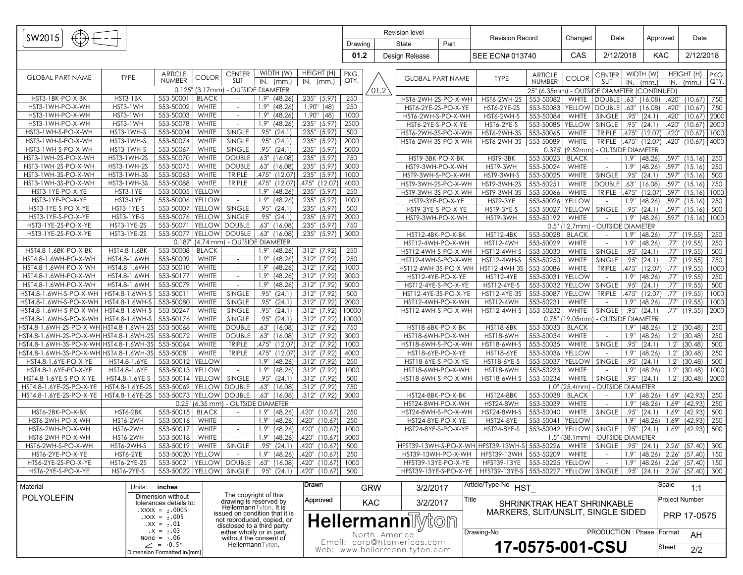SW2015

| Revision level | | | Revision Record | Changed | Date | Approved | Date |
|---|---|---|---|---|---|---|---|
| Drawing | State | Part | | | | | |
| 01.2 | Design Release | | SEE ECN# 013740 | CAS | 2/12/2018 | KAC | 2/12/2018 |

| GLOBAL PART NAME | TYPE | ARTICLE NUMBER | COLOR | CENTER SLIT | WIDTH (W) IN. (mm.) | HEIGHT (H) IN. (mm.) | PKG. QTY. |
|---|---|---|---|---|---|---|---|
| 0.125" (3.17mm) - OUTSIDE DIAMETER | | | | | | | |
| HST3-1BK-PO-X-BK | HST3-1BK | 553-50001 | BLACK | - | 1.9" (48.26) | .235" (5.97) | 250 |
| HST3-1WH-PO-X-WH | HST3-1WH | 553-50002 | WHITE | - | 1.9" (48.26) | 1.90" (48) | 250 |
| HST3-1WH-PO-X-WH | HST3-1WH | 553-50003 | WHITE | - | 1.9" (48.26) | 1.90" (48) | 1000 |
| HST3-1WH-PO-X-WH | HST3-1WH | 553-50078 | WHITE | - | 1.9" (48.26) | .235" (5.97) | 2500 |
| HST3-1WH-S-PO-X-WH | HST3-1WH-S | 553-50004 | WHITE | SINGLE | .95" (24.1) | .235" (5.97) | 500 |
| HST3-1WH-S-PO-X-WH | HST3-1WH-S | 553-50074 | WHITE | SINGLE | .95" (24.1) | .235" (5.97) | 2000 |
| HST3-1WH-S-PO-X-WH | HST3-1WH-S | 553-50067 | WHITE | SINGLE | .95" (24.1) | .235" (5.97) | 5000 |
| HST3-1WH-2S-PO-X-WH | HST3-1WH-2S | 553-50070 | WHITE | DOUBLE | .63" (16.08) | .235" (5.97) | 750 |
| HST3-1WH-2S-PO-X-WH | HST3-1WH-2S | 553-50075 | WHITE | DOUBLE | .63" (16.08) | .235" (5.97) | 3000 |
| HST3-1WH-3S-PO-X-WH | HST3-1WH-3S | 553-50063 | WHITE | TRIPLE | .475" (12.07) | .235" (5.97) | 1000 |
| HST3-1WH-3S-PO-X-WH | HST3-1WH-3S | 553-50088 | WHITE | TRIPLE | .475" (12.07) | .475" (12.07) | 4000 |
| HST3-1YE-PO-X-YE | HST3-1YE | 553-50005 | YELLOW | - | 1.9" (48.26) | .235" (5.97) | 250 |
| HST3-1YE-PO-X-YE | HST3-1YE | 553-50006 | YELLOW | - | 1.9" (48.26) | .235" (5.97) | 1000 |
| HST3-1YE-S-PO-X-YE | HST3-1YE-S | 553-50007 | YELLOW | SINGLE | .95" (24.1) | .235" (5.97) | 500 |
| HST3-1YE-S-PO-X-YE | HST3-1YE-S | 553-50076 | YELLOW | SINGLE | .95" (24.1) | .235" (5.97) | 2000 |
| HST3-1YE-2S-PO-X-YE | HST3-1YE-2S | 553-50071 | YELLOW | DOUBLE | .63" (16.08) | .235" (5.97) | 750 |
| HST3-1YE-2S-PO-X-YE | HST3-1YE-2S | 553-50077 | YELLOW | DOUBLE | .63" (16.08) | .235" (5.97) | 3000 |
| 0.187" (4.74 mm) - OUTSIDE DIAMETER | | | | | | | |
| HST4.8-1.6BK-PO-X-BK | HST4.8-1.6BK | 553-50008 | BLACK | - | 1.9" (48.26) | .312" (7.92) | 250 |
| HST4.8-1.6WH-PO-X-WH | HST4.8-1.6WH | 553-50009 | WHITE | - | 1.9" (48.26) | .312" (7.92) | 250 |
| HST4.8-1.6WH-PO-X-WH | HST4.8-1.6WH | 553-50010 | WHITE | - | 1.9" (48.26) | .312" (7.92) | 1000 |
| HST4.8-1.6WH-PO-X-WH | HST4.8-1.6WH | 553-50177 | WHITE | - | 1.9" (48.26) | .312" (7.92) | 3000 |
| HST4.8-1.6WH-PO-X-WH | HST4.8-1.6WH | 553-50079 | WHITE | - | 1.9" (48.26) | .312" (7.92) | 5000 |
| HST4.8-1.6WH-S-PO-X-WH | HST4.8-1.6WH-S | 553-50011 | WHITE | SINGLE | .95" (24.1) | .312" (7.92) | 500 |
| HST4.8-1.6WH-S-PO-X-WH | HST4.8-1.6WH-S | 553-50080 | WHITE | SINGLE | .95" (24.1) | .312" (7.92) | 2000 |
| HST4.8-1.6WH-S-PO-X-WH | HST4.8-1.6WH-S | 553-50247 | WHITE | SINGLE | .95" (24.1) | .312" (7.92) | 10000 |
| HST4.8-1.6WH-S-PO-X-WH | HST4.8-1.6WH-S | 553-50176 | WHITE | SINGLE | .95" (24.1) | .312" (7.92) | 10000 |
| HST4.8-1.6WH-2S-PO-X-WH | HST4.8-1.6WH-2S | 553-50068 | WHITE | DOUBLE | .63" (16.08) | .312" (7.92) | 750 |
| HST4.8-1.6WH-2S-PO-X-WH | HST4.8-1.6WH-2S | 553-50072 | WHITE | DOUBLE | .63" (16.08) | .312" (7.92) | 3000 |
| HST4.8-1.6WH-3S-PO-X-WH | HST4.8-1.6WH-3S | 553-50064 | WHITE | TRIPLE | .475" (12.07) | .312" (7.92) | 1000 |
| HST4.8-1.6WH-3S-PO-X-WH | HST4.8-1.6WH-3S | 553-50081 | WHITE | TRIPLE | .475" (12.07) | .312" (7.92) | 4000 |
| HST4.8-1.6YE-PO-X-YE | HST4.8-1.6YE | 553-50012 | YELLOW | - | 1.9" (48.26) | .312" (7.92) | 250 |
| HST4.8-1.6YE-PO-X-YE | HST4.8-1.6YE | 553-50013 | YELLOW | - | 1.9" (48.26) | .312" (7.92) | 1000 |
| HST4.8-1.6YE-S-PO-X-YE | HST4.8-1.6YE-S | 553-50014 | YELLOW | SINGLE | .95" (24.1) | .312" (7.92) | 500 |
| HST4.8-1.6YE-2S-PO-X-YE | HST4.8-1.6YE-2S | 553-50069 | YELLOW | DOUBLE | .63" (16.08) | .312" (7.92) | 750 |
| HST4.8-1.6YE-2S-PO-X-YE | HST4.8-1.6YE-2S | 553-50073 | YELLOW | DOUBLE | .63" (16.08) | .312" (7.92) | 3000 |
| 0.25" (6.35 mm) - OUTSIDE DIAMETER | | | | | | | |
| HST6-2BK-PO-X-BK | HST6-2BK | 553-50015 | BLACK | - | 1.9" (48.26) | .420" (10.67) | 250 |
| HST6-2WH-PO-X-WH | HST6-2WH | 553-50016 | WHITE | - | 1.9" (48.26) | .420" (10.67) | 250 |
| HST6-2WH-PO-X-WH | HST6-2WH | 553-50017 | WHITE | - | 1.9" (48.26) | .420" (10.67) | 1000 |
| HST6-2WH-PO-X-WH | HST6-2WH | 553-50018 | WHITE | - | 1.9" (48.26) | .420" (10.67) | 5000 |
| HST6-2WH-S-PO-X-WH | HST6-2WH-S | 553-50019 | WHITE | SINGLE | .95" (24.1) | .420" (10.67) | 500 |
| HST6-2YE-PO-X-YE | HST6-2YE | 553-50020 | YELLOW | - | 1.9" (48.26) | .420" (10.67) | 250 |
| HTS6-2YE-2S-PO-X-YE | HST6-2YE-2S | 553-50021 | YELLOW | DOUBLE | .63" (16.08) | .420" (10.67) | 1000 |
| HST6-2YE-S-PO-X-YE | HST6-2YE-S | 553-50022 | YELLOW | SINGLE | .95" (24.1) | .420" (10.67) | 500 |

01.2

| GLOBAL PART NAME | TYPE | ARTICLE NUMBER | COLOR | CENTER SLIT | WIDTH (W) IN. (mm.) | HEIGHT (H) IN. (mm.) | PKG. QTY. |
|---|---|---|---|---|---|---|---|
| .25" (6.35mm) - OUTSIDE DIAMETER (CONTINUED) | | | | | | | |
| HST6-2WH-2S-PO-X-WH | HST6-2WH-2S | 553-50082 | WHITE | DOUBLE | .63" (16.08) | .420" (10.67) | 750 |
| HST6-2YE-2S-PO-X-YE | HST6-2YE-2S | 553-50083 | YELLOW | DOUBLE | .63" (16.08) | .420" (10.67) | 750 |
| HST6-2WH-S-PO-X-WH | HST6-2WH-S | 553-50084 | WHITE | SINGLE | .95" (24.1) | .420" (10.67) | 2000 |
| HST6-2YE-S-PO-X-YE | HST6-2YE-S | 553-50085 | YELLOW | SINGLE | .95" (24.1) | .420" (10.67) | 2000 |
| HST6-2WH-3S-PO-X-WH | HST6-2WH-3S | 553-50065 | WHITE | TRIPLE | .475" (12.07) | .420" (10.67) | 1000 |
| HST6-2WH-3S-PO-X-WH | HST6-2WH-3S | 553-50089 | WHITE | TRIPLE | .475" (12.07) | .420" (10.67) | 4000 |
| 0.375" (9.52mm) - OUTSIDE DIAMETER | | | | | | | |
| HST9-3BK-PO-X-BK | HST9-3BK | 553-50023 | BLACK | - | 1.9" (48.26) | .597" (15.16) | 250 |
| HST9-3WH-PO-X-WH | HST9-3WH | 553-50024 | WHITE | - | 1.9" (48.26) | .597" (15.16) | 250 |
| HST9-3WH-S-PO-X-WH | HST9-3WH-S | 553-50025 | WHITE | SINGLE | .95" (24.1) | .597" (15.16) | 500 |
| HST9-3WH-2S-PO-X-WH | HST9-3WH-2S | 553-50251 | WHITE | DOUBLE | .63" (16.08) | .597" (15.16) | 750 |
| HST9-3WH-3S-PO-X-WH | HST9-3WH-3S | 553-50066 | WHITE | TRIPLE | .475" (12.07) | .597" (15.16) | 1000 |
| HST9-3YE-PO-X-YE | HST9-3YE | 553-50026 | YELLOW | - | 1.9" (48.26) | .597" (15.16) | 250 |
| HST9-3YE-S-PO-X-YE | HST9-3YE-S | 553-50027 | YELLOW | SINGLE | .95" (24.1) | .597" (15.16) | 500 |
| HST9-3WH-PO-X-WH | HST9-3WH | 553-50192 | WHITE | - | 1.9" (48.26) | .597" (15.16) | 1000 |
| 0.5" (12.7mm) - OUTSIDE DIAMETER | | | | | | | |
| HST12-4BK-PO-X-BK | HST12-4BK | 553-50028 | BLACK | - | 1.9" (48.26) | .77" (19.55) | 250 |
| HST12-4WH-PO-X-WH | HST12-4WH | 553-50029 | WHITE | - | 1.9" (48.26) | .77" (19.55) | 250 |
| HST12-4WH-S-PO-X-WH | HST12-4WH-S | 553-50030 | WHITE | SINGLE | .95" (24.1) | .77" (19.55) | 500 |
| HST12-4WH-S-PO-X-WH | HST12-4WH-S | 553-50250 | WHITE | SINGLE | .95" (24.1) | .77" (19.55) | 750 |
| HST12-4WH-3S-PO-X-WH | HST12-4WH-3S | 553-50086 | WHITE | TRIPLE | .475" (12.07) | .77" (19.55) | 1000 |
| HST12-4YE-PO-X-YE | HST12-4YE | 553-50031 | YELLOW | - | 1.9" (48.26) | .77" (19.55) | 250 |
| HST12-4YE-S-PO-X-YE | HST12-4YE-S | 553-50032 | YELLOW | SINGLE | .95" (24.1) | .77" (19.55) | 500 |
| HST12-4YE-3S-PO-X-YE | HST12-4YE-3S | 553-50087 | YELLOW | TRIPLE | .475" (12.07) | .77" (19.55) | 1000 |
| HST12-4WH-PO-X-WH | HST12-4WH | 553-50231 | WHITE | - | 1.9" (48.26) | .77" (19.55) | 1000 |
| HST12-4WH-S-PO-X-WH | HST12-4WH-S | 553-50232 | WHITE | SINGLE | .95" (24.1) | .77" (19.55) | 2000 |
| 0.75" (19.05mm) - OUTSIDE DIAMETER | | | | | | | |
| HST18-6BK-PO-X-BK | HST18-6BK | 553-50033 | BLACK | - | 1.9" (48.26) | 1.2" (30.48) | 250 |
| HST18-6WH-PO-X-WH | HST18-6WH | 553-50034 | WHITE | - | 1.9" (48.26) | 1.2" (30.48) | 250 |
| HST18-6WH-S-PO-X-WH | HST18-6WH-S | 553-50035 | WHITE | SINGLE | .95" (24.1) | 1.2" (30.48) | 500 |
| HST18-6YE-PO-X-YE | HST18-6YE | 553-50036 | YELLOW | - | 1.9" (48.26) | 1.2" (30.48) | 250 |
| HST18-6YE-S-PO-X-YE | HST18-6YE-S | 553-50037 | YELLOW | SINGLE | .95" (24.1) | 1.2" (30.48) | 500 |
| HST18-6WH-PO-X-WH | HST18-6WH | 553-50233 | WHITE | - | 1.9" (48.26) | 1.2" (30.48) | 1000 |
| HST18-6WH-S-PO-X-WH | HST18-6WH-S | 553-50234 | WHITE | SINGLE | .95" (24.1) | 1.2" (30.48) | 2000 |
| 1.0" (25.4mm) - OUTSIDE DIAMETER | | | | | | | |
| HST24-8BK-PO-X-BK | HST24-8BK | 553-50038 | BLACK | - | 1.9" (48.26) | 1.69" (42.93) | 250 |
| HST24-8WH-PO-X-WH | HST24-8WH | 553-50039 | WHITE | - | 1.9" (48.26) | 1.69" (42.93) | 250 |
| HST24-8WH-S-PO-X-WH | HST24-8WH-S | 553-50040 | WHITE | SINGLE | .95" (24.1) | 1.69" (42.93) | 500 |
| HST24-8YE-PO-X-YE | HST24-8YE | 553-50041 | YELLOW | - | 1.9" (48.26) | 1.69" (42.93) | 250 |
| HST24-8YE-S-PO-X-YE | HST24-8YE-S | 553-50042 | YELLOW | SINGLE | .95" (24.1) | 1.69" (42.93) | 500 |
| 1.5" (38.1mm) - OUTSIDE DIAMETER | | | | | | | |
| HFST39-13WH-S-PO-X-WH | HFST39-13WH-S | 553-50226 | WHITE | SINGLE | .95" (24.1) | 2.26" (57.40) | 300 |
| HST39-13WH-PO-X-WH | HFST39-13WH | 553-50209 | WHITE | - | 1.9" (48.26) | 2.26" (57.40) | 150 |
| HFST39-13YE-PO-X-YE | HFST39-13YE | 553-50225 | YELLOW | - | 1.9" (48.26) | 2.26" (57.40) | 150 |
| HFST39-13YE-S-PO-X-YE | HFST39-13YE-S | 553-50227 | YELLOW | SINGLE | .95" (24.1) | 2.26" (57.40) | 300 |

Material: POLYOLEFIN

Units: inches

Dimension without tolerances details to:
.XXXX = ±.0005
.XXX = ±.005
.XX = ±.01
.X = ±.03
None = ±.06
∠ = ±0.5°
Dimension Formatted in/[mm]

The copyright of this drawing is reserved by HellermannTyton. It is issued on condition that it is not reproduced, copied, or disclosed to a third party, either wholly or in part, without the consent of HellermannTyton.

| | | |
|---|---|---|
| Drawn | GRW | 3/2/2017 |
| Approved | KAC | 3/2/2017 |

HellermannTyton
North America
Email: corp@htamericas.com
Web: www.hellermann.tyton.com

Article/Type-No: HST_

Title: SHRINKTRAK HEAT SHRINKABLE MARKERS, SLIT/UNSLIT, SINGLE SIDED

Drawing-No: 17-0575-001-CSU

PRODUCTION : Phase

Scale: 1:1

Project Number: PRP 17-0575

Format: AH

Sheet: 2/2